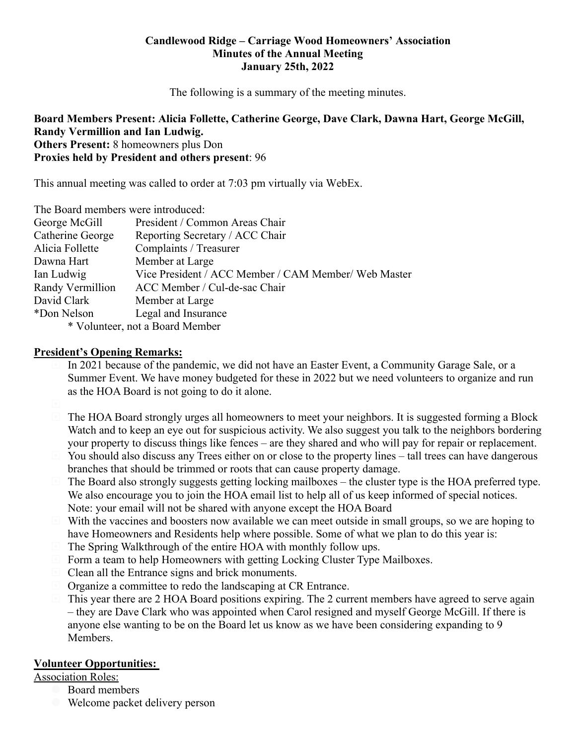**Candlewood Ridge – Carriage Wood Homeowners' Association**
**Minutes of the Annual Meeting**
**January 25th, 2022**

The following is a summary of the meeting minutes.

**Board Members Present: Alicia Follette, Catherine George, Dave Clark, Dawna Hart, George McGill, Randy Vermillion and Ian Ludwig.**
**Others Present:** 8 homeowners plus Don
**Proxies held by President and others present**: 96

This annual meeting was called to order at 7:03 pm virtually via WebEx.

The Board members were introduced:

| | |
|---|---|
| George McGill | President / Common Areas Chair |
| Catherine George | Reporting Secretary / ACC Chair |
| Alicia Follette | Complaints / Treasurer |
| Dawna Hart | Member at Large |
| Ian Ludwig | Vice President / ACC Member / CAM Member/ Web Master |
| Randy Vermillion | ACC Member / Cul-de-sac Chair |
| David Clark | Member at Large |
| *Don Nelson | Legal and Insurance |

\* Volunteer, not a Board Member

## President's Opening Remarks:

- In 2021 because of the pandemic, we did not have an Easter Event, a Community Garage Sale, or a Summer Event. We have money budgeted for these in 2022 but we need volunteers to organize and run as the HOA Board is not going to do it alone.
- The HOA Board strongly urges all homeowners to meet your neighbors. It is suggested forming a Block Watch and to keep an eye out for suspicious activity. We also suggest you talk to the neighbors bordering your property to discuss things like fences – are they shared and who will pay for repair or replacement.
- You should also discuss any Trees either on or close to the property lines – tall trees can have dangerous branches that should be trimmed or roots that can cause property damage.
- The Board also strongly suggests getting locking mailboxes – the cluster type is the HOA preferred type. We also encourage you to join the HOA email list to help all of us keep informed of special notices. Note: your email will not be shared with anyone except the HOA Board
- With the vaccines and boosters now available we can meet outside in small groups, so we are hoping to have Homeowners and Residents help where possible. Some of what we plan to do this year is:
- The Spring Walkthrough of the entire HOA with monthly follow ups.
- Form a team to help Homeowners with getting Locking Cluster Type Mailboxes.
- Clean all the Entrance signs and brick monuments.
- Organize a committee to redo the landscaping at CR Entrance.
- This year there are 2 HOA Board positions expiring. The 2 current members have agreed to serve again – they are Dave Clark who was appointed when Carol resigned and myself George McGill. If there is anyone else wanting to be on the Board let us know as we have been considering expanding to 9 Members.

## Volunteer Opportunities:

Association Roles:

- Board members
- Welcome packet delivery person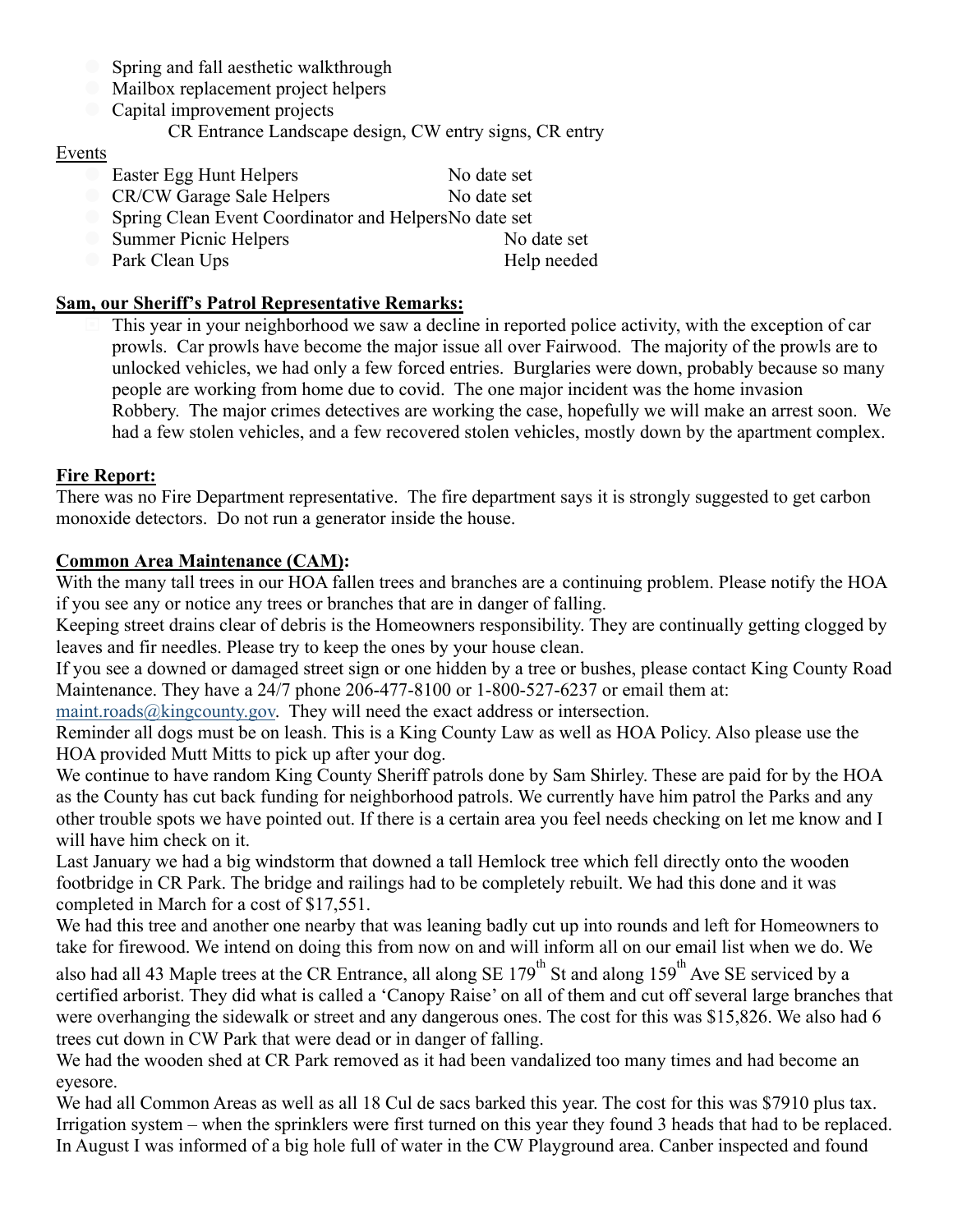- Spring and fall aesthetic walkthrough
- Mailbox replacement project helpers
- Capital improvement projects
  - CR Entrance Landscape design, CW entry signs, CR entry

Events

- Easter Egg Hunt Helpers — No date set
- CR/CW Garage Sale Helpers — No date set
- Spring Clean Event Coordinator and Helpers — No date set
- Summer Picnic Helpers — No date set
- Park Clean Ups — Help needed

**Sam, our Sheriff's Patrol Representative Remarks:**

- This year in your neighborhood we saw a decline in reported police activity, with the exception of car prowls. Car prowls have become the major issue all over Fairwood. The majority of the prowls are to unlocked vehicles, we had only a few forced entries. Burglaries were down, probably because so many people are working from home due to covid. The one major incident was the home invasion Robbery. The major crimes detectives are working the case, hopefully we will make an arrest soon. We had a few stolen vehicles, and a few recovered stolen vehicles, mostly down by the apartment complex.

**Fire Report:**

There was no Fire Department representative. The fire department says it is strongly suggested to get carbon monoxide detectors. Do not run a generator inside the house.

**Common Area Maintenance (CAM):**

With the many tall trees in our HOA fallen trees and branches are a continuing problem. Please notify the HOA if you see any or notice any trees or branches that are in danger of falling.

Keeping street drains clear of debris is the Homeowners responsibility. They are continually getting clogged by leaves and fir needles. Please try to keep the ones by your house clean.

If you see a downed or damaged street sign or one hidden by a tree or bushes, please contact King County Road Maintenance. They have a 24/7 phone 206-477-8100 or 1-800-527-6237 or email them at: maint.roads@kingcounty.gov. They will need the exact address or intersection.

Reminder all dogs must be on leash. This is a King County Law as well as HOA Policy. Also please use the HOA provided Mutt Mitts to pick up after your dog.

We continue to have random King County Sheriff patrols done by Sam Shirley. These are paid for by the HOA as the County has cut back funding for neighborhood patrols. We currently have him patrol the Parks and any other trouble spots we have pointed out. If there is a certain area you feel needs checking on let me know and I will have him check on it.

Last January we had a big windstorm that downed a tall Hemlock tree which fell directly onto the wooden footbridge in CR Park. The bridge and railings had to be completely rebuilt. We had this done and it was completed in March for a cost of $17,551.

We had this tree and another one nearby that was leaning badly cut up into rounds and left for Homeowners to take for firewood. We intend on doing this from now on and will inform all on our email list when we do. We also had all 43 Maple trees at the CR Entrance, all along SE 179th St and along 159th Ave SE serviced by a certified arborist. They did what is called a 'Canopy Raise' on all of them and cut off several large branches that were overhanging the sidewalk or street and any dangerous ones. The cost for this was $15,826. We also had 6 trees cut down in CW Park that were dead or in danger of falling.

We had the wooden shed at CR Park removed as it had been vandalized too many times and had become an eyesore.

We had all Common Areas as well as all 18 Cul de sacs barked this year. The cost for this was $7910 plus tax.

Irrigation system – when the sprinklers were first turned on this year they found 3 heads that had to be replaced. In August I was informed of a big hole full of water in the CW Playground area. Canber inspected and found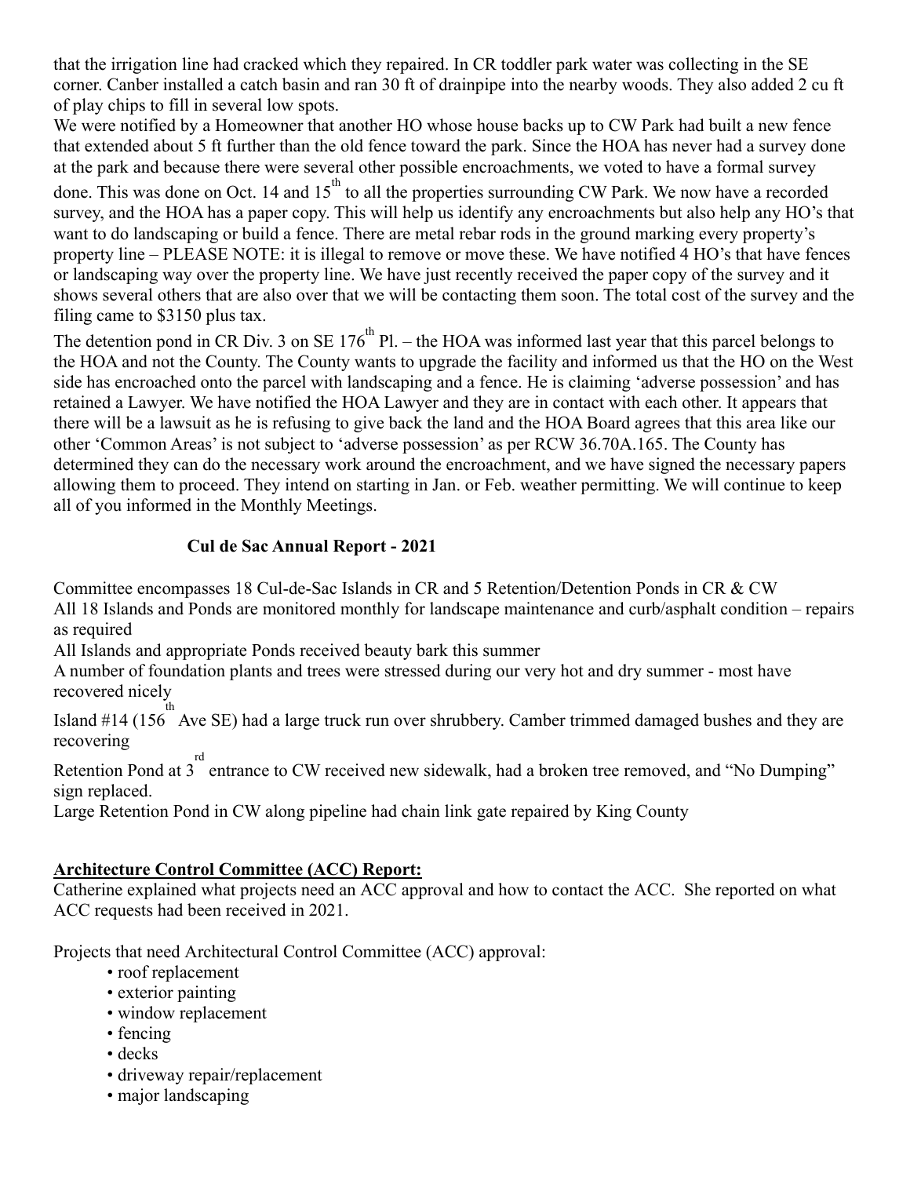that the irrigation line had cracked which they repaired. In CR toddler park water was collecting in the SE corner. Canber installed a catch basin and ran 30 ft of drainpipe into the nearby woods. They also added 2 cu ft of play chips to fill in several low spots.

We were notified by a Homeowner that another HO whose house backs up to CW Park had built a new fence that extended about 5 ft further than the old fence toward the park. Since the HOA has never had a survey done at the park and because there were several other possible encroachments, we voted to have a formal survey done. This was done on Oct. 14 and 15th to all the properties surrounding CW Park. We now have a recorded survey, and the HOA has a paper copy. This will help us identify any encroachments but also help any HO's that want to do landscaping or build a fence. There are metal rebar rods in the ground marking every property's property line – PLEASE NOTE: it is illegal to remove or move these. We have notified 4 HO's that have fences or landscaping way over the property line. We have just recently received the paper copy of the survey and it shows several others that are also over that we will be contacting them soon. The total cost of the survey and the filing came to $3150 plus tax.

The detention pond in CR Div. 3 on SE 176th Pl. – the HOA was informed last year that this parcel belongs to the HOA and not the County. The County wants to upgrade the facility and informed us that the HO on the West side has encroached onto the parcel with landscaping and a fence. He is claiming 'adverse possession' and has retained a Lawyer. We have notified the HOA Lawyer and they are in contact with each other. It appears that there will be a lawsuit as he is refusing to give back the land and the HOA Board agrees that this area like our other 'Common Areas' is not subject to 'adverse possession' as per RCW 36.70A.165. The County has determined they can do the necessary work around the encroachment, and we have signed the necessary papers allowing them to proceed. They intend on starting in Jan. or Feb. weather permitting. We will continue to keep all of you informed in the Monthly Meetings.

## Cul de Sac Annual Report - 2021

Committee encompasses 18 Cul-de-Sac Islands in CR and 5 Retention/Detention Ponds in CR & CW

All 18 Islands and Ponds are monitored monthly for landscape maintenance and curb/asphalt condition – repairs as required

All Islands and appropriate Ponds received beauty bark this summer

A number of foundation plants and trees were stressed during our very hot and dry summer - most have recovered nicely

Island #14 (156th Ave SE) had a large truck run over shrubbery. Camber trimmed damaged bushes and they are recovering

Retention Pond at 3rd entrance to CW received new sidewalk, had a broken tree removed, and "No Dumping" sign replaced.

Large Retention Pond in CW along pipeline had chain link gate repaired by King County

**Architecture Control Committee (ACC) Report:**

Catherine explained what projects need an ACC approval and how to contact the ACC. She reported on what ACC requests had been received in 2021.

Projects that need Architectural Control Committee (ACC) approval:

- roof replacement
- exterior painting
- window replacement
- fencing
- decks
- driveway repair/replacement
- major landscaping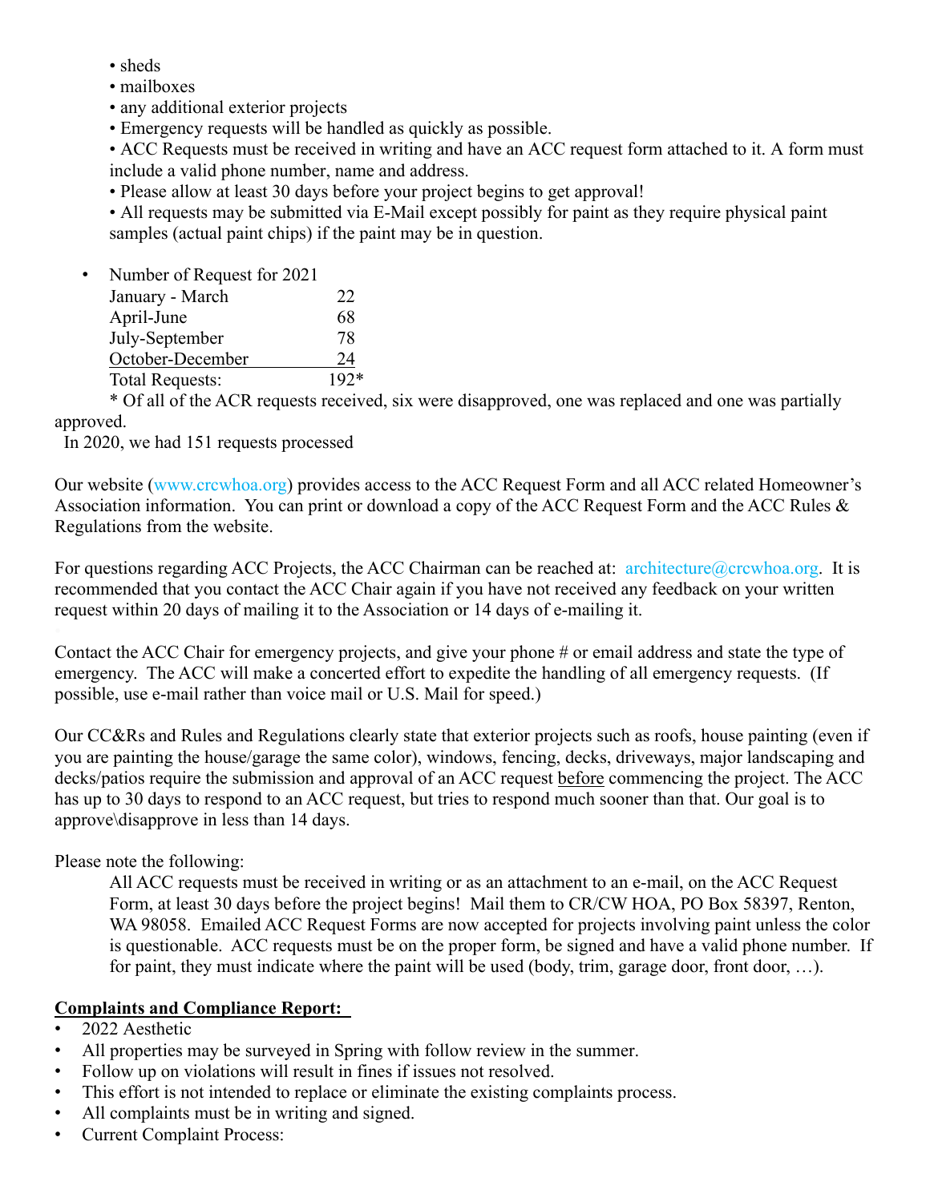- sheds
- mailboxes
- any additional exterior projects
- Emergency requests will be handled as quickly as possible.
- ACC Requests must be received in writing and have an ACC request form attached to it. A form must include a valid phone number, name and address.
- Please allow at least 30 days before your project begins to get approval!
- All requests may be submitted via E-Mail except possibly for paint as they require physical paint samples (actual paint chips) if the paint may be in question.

- Number of Request for 2021

| | |
|---|---|
| January - March | 22 |
| April-June | 68 |
| July-September | 78 |
| October-December | 24 |
| Total Requests: | 192* |

\* Of all of the ACR requests received, six were disapproved, one was replaced and one was partially approved.

In 2020, we had 151 requests processed

Our website (www.crcwhoa.org) provides access to the ACC Request Form and all ACC related Homeowner's Association information. You can print or download a copy of the ACC Request Form and the ACC Rules & Regulations from the website.

For questions regarding ACC Projects, the ACC Chairman can be reached at: architecture@crcwhoa.org. It is recommended that you contact the ACC Chair again if you have not received any feedback on your written request within 20 days of mailing it to the Association or 14 days of e-mailing it.

Contact the ACC Chair for emergency projects, and give your phone # or email address and state the type of emergency. The ACC will make a concerted effort to expedite the handling of all emergency requests. (If possible, use e-mail rather than voice mail or U.S. Mail for speed.)

Our CC&Rs and Rules and Regulations clearly state that exterior projects such as roofs, house painting (even if you are painting the house/garage the same color), windows, fencing, decks, driveways, major landscaping and decks/patios require the submission and approval of an ACC request before commencing the project. The ACC has up to 30 days to respond to an ACC request, but tries to respond much sooner than that. Our goal is to approve\disapprove in less than 14 days.

Please note the following:

All ACC requests must be received in writing or as an attachment to an e-mail, on the ACC Request Form, at least 30 days before the project begins! Mail them to CR/CW HOA, PO Box 58397, Renton, WA 98058. Emailed ACC Request Forms are now accepted for projects involving paint unless the color is questionable. ACC requests must be on the proper form, be signed and have a valid phone number. If for paint, they must indicate where the paint will be used (body, trim, garage door, front door, …).

**Complaints and Compliance Report:**

- 2022 Aesthetic
- All properties may be surveyed in Spring with follow review in the summer.
- Follow up on violations will result in fines if issues not resolved.
- This effort is not intended to replace or eliminate the existing complaints process.
- All complaints must be in writing and signed.
- Current Complaint Process: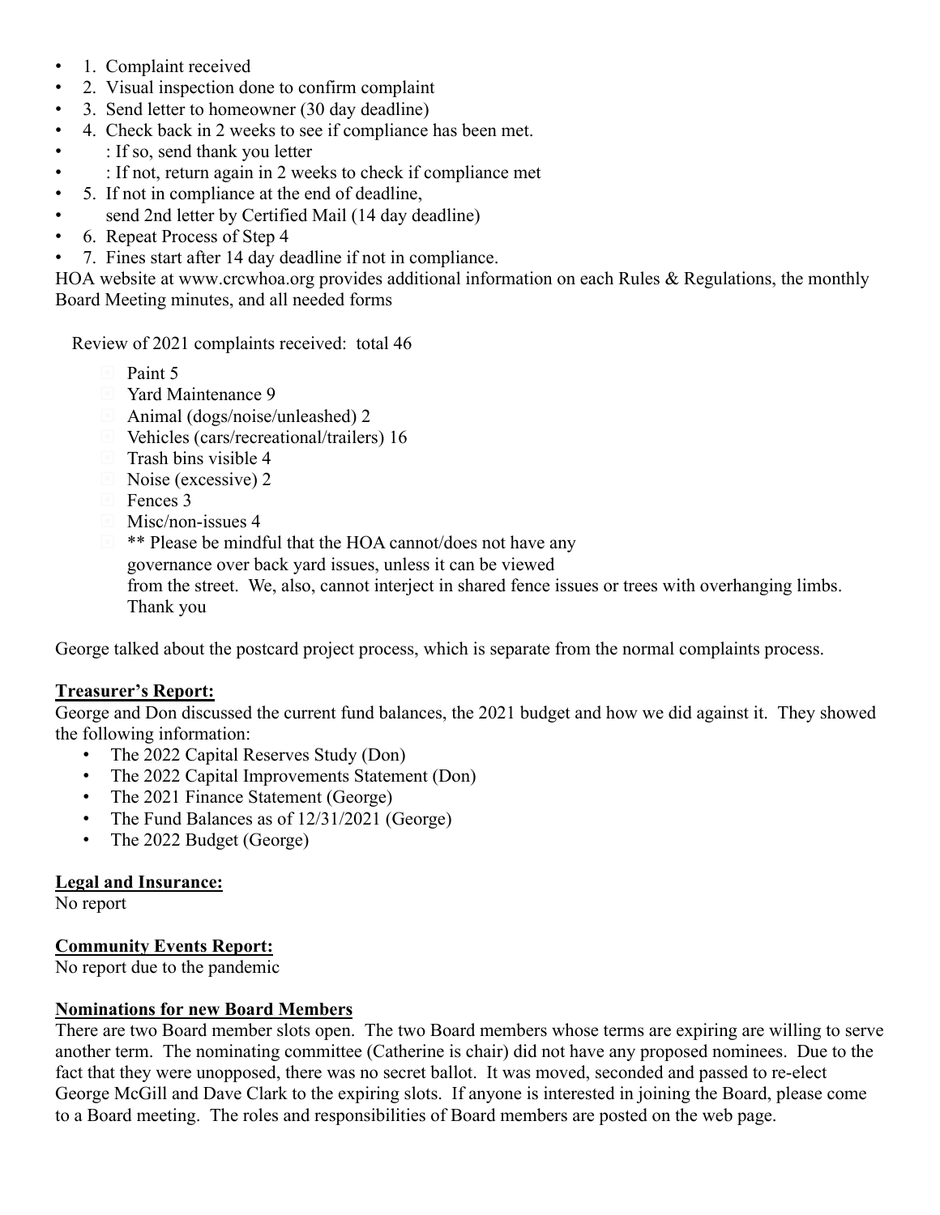- 1. Complaint received
- 2. Visual inspection done to confirm complaint
- 3. Send letter to homeowner (30 day deadline)
- 4. Check back in 2 weeks to see if compliance has been met.
- : If so, send thank you letter
- : If not, return again in 2 weeks to check if compliance met
- 5. If not in compliance at the end of deadline,
- send 2nd letter by Certified Mail (14 day deadline)
- 6. Repeat Process of Step 4
- 7. Fines start after 14 day deadline if not in compliance.

HOA website at www.crcwhoa.org provides additional information on each Rules & Regulations, the monthly Board Meeting minutes, and all needed forms

Review of 2021 complaints received: total 46

- Paint 5
- Yard Maintenance 9
- Animal (dogs/noise/unleashed) 2
- Vehicles (cars/recreational/trailers) 16
- Trash bins visible 4
- Noise (excessive) 2
- Fences 3
- Misc/non-issues 4
- ** Please be mindful that the HOA cannot/does not have any governance over back yard issues, unless it can be viewed from the street. We, also, cannot interject in shared fence issues or trees with overhanging limbs. Thank you

George talked about the postcard project process, which is separate from the normal complaints process.

**Treasurer's Report:**

George and Don discussed the current fund balances, the 2021 budget and how we did against it. They showed the following information:

- The 2022 Capital Reserves Study (Don)
- The 2022 Capital Improvements Statement (Don)
- The 2021 Finance Statement (George)
- The Fund Balances as of 12/31/2021 (George)
- The 2022 Budget (George)

**Legal and Insurance:**

No report

**Community Events Report:**

No report due to the pandemic

**Nominations for new Board Members**

There are two Board member slots open. The two Board members whose terms are expiring are willing to serve another term. The nominating committee (Catherine is chair) did not have any proposed nominees. Due to the fact that they were unopposed, there was no secret ballot. It was moved, seconded and passed to re-elect George McGill and Dave Clark to the expiring slots. If anyone is interested in joining the Board, please come to a Board meeting. The roles and responsibilities of Board members are posted on the web page.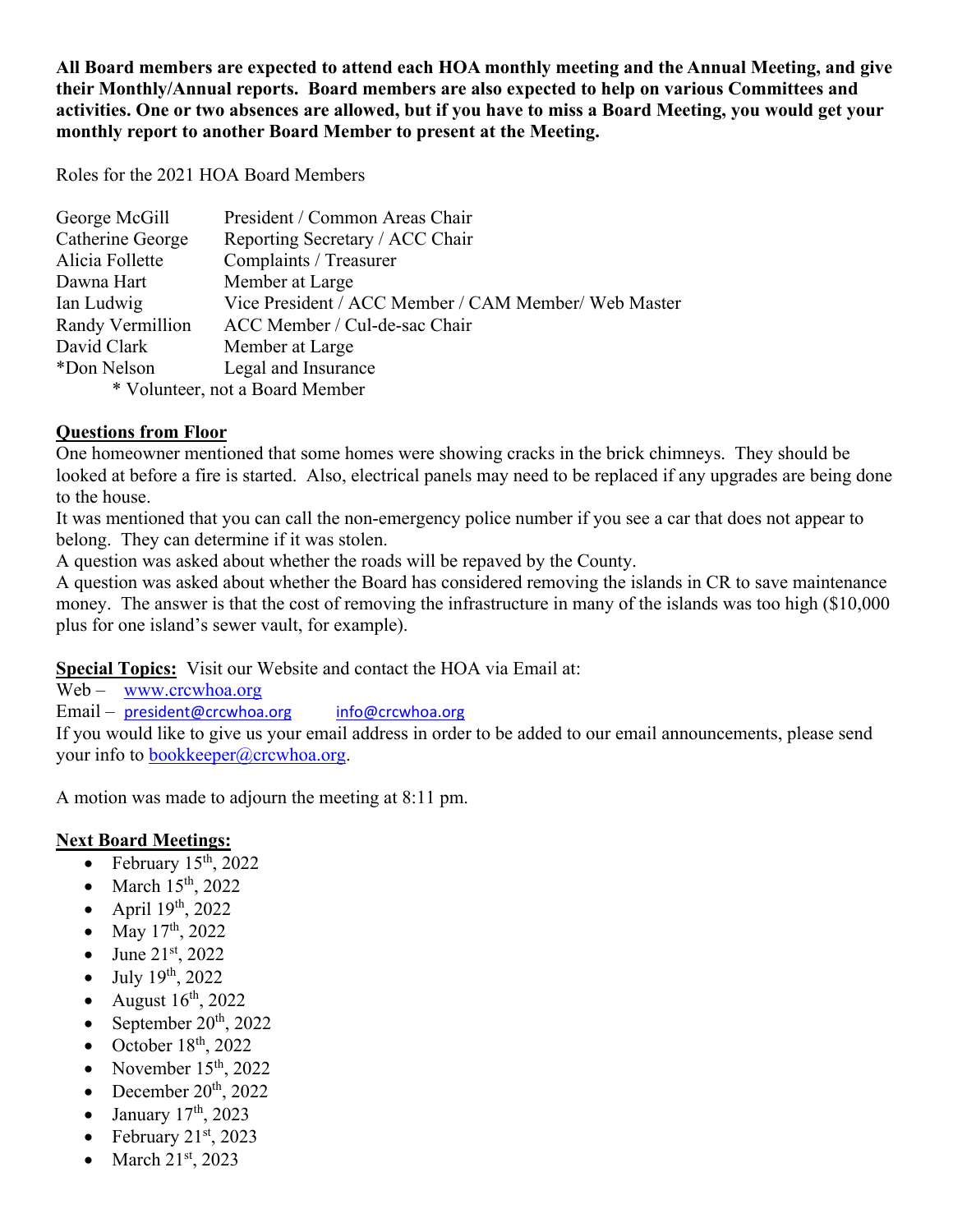**All Board members are expected to attend each HOA monthly meeting and the Annual Meeting, and give their Monthly/Annual reports. Board members are also expected to help on various Committees and activities. One or two absences are allowed, but if you have to miss a Board Meeting, you would get your monthly report to another Board Member to present at the Meeting.**

Roles for the 2021 HOA Board Members

| | |
|---|---|
| George McGill | President / Common Areas Chair |
| Catherine George | Reporting Secretary / ACC Chair |
| Alicia Follette | Complaints / Treasurer |
| Dawna Hart | Member at Large |
| Ian Ludwig | Vice President / ACC Member / CAM Member/ Web Master |
| Randy Vermillion | ACC Member / Cul-de-sac Chair |
| David Clark | Member at Large |
| *Don Nelson | Legal and Insurance |

* Volunteer, not a Board Member

**Questions from Floor**

One homeowner mentioned that some homes were showing cracks in the brick chimneys. They should be looked at before a fire is started. Also, electrical panels may need to be replaced if any upgrades are being done to the house.

It was mentioned that you can call the non-emergency police number if you see a car that does not appear to belong. They can determine if it was stolen.

A question was asked about whether the roads will be repaved by the County.

A question was asked about whether the Board has considered removing the islands in CR to save maintenance money. The answer is that the cost of removing the infrastructure in many of the islands was too high ($10,000 plus for one island's sewer vault, for example).

**Special Topics:** Visit our Website and contact the HOA via Email at:

Web – www.crcwhoa.org

Email – president@crcwhoa.org info@crcwhoa.org

If you would like to give us your email address in order to be added to our email announcements, please send your info to bookkeeper@crcwhoa.org.

A motion was made to adjourn the meeting at 8:11 pm.

**Next Board Meetings:**

- February 15th, 2022
- March 15th, 2022
- April 19th, 2022
- May 17th, 2022
- June 21st, 2022
- July 19th, 2022
- August 16th, 2022
- September 20th, 2022
- October 18th, 2022
- November 15th, 2022
- December 20th, 2022
- January 17th, 2023
- February 21st, 2023
- March 21st, 2023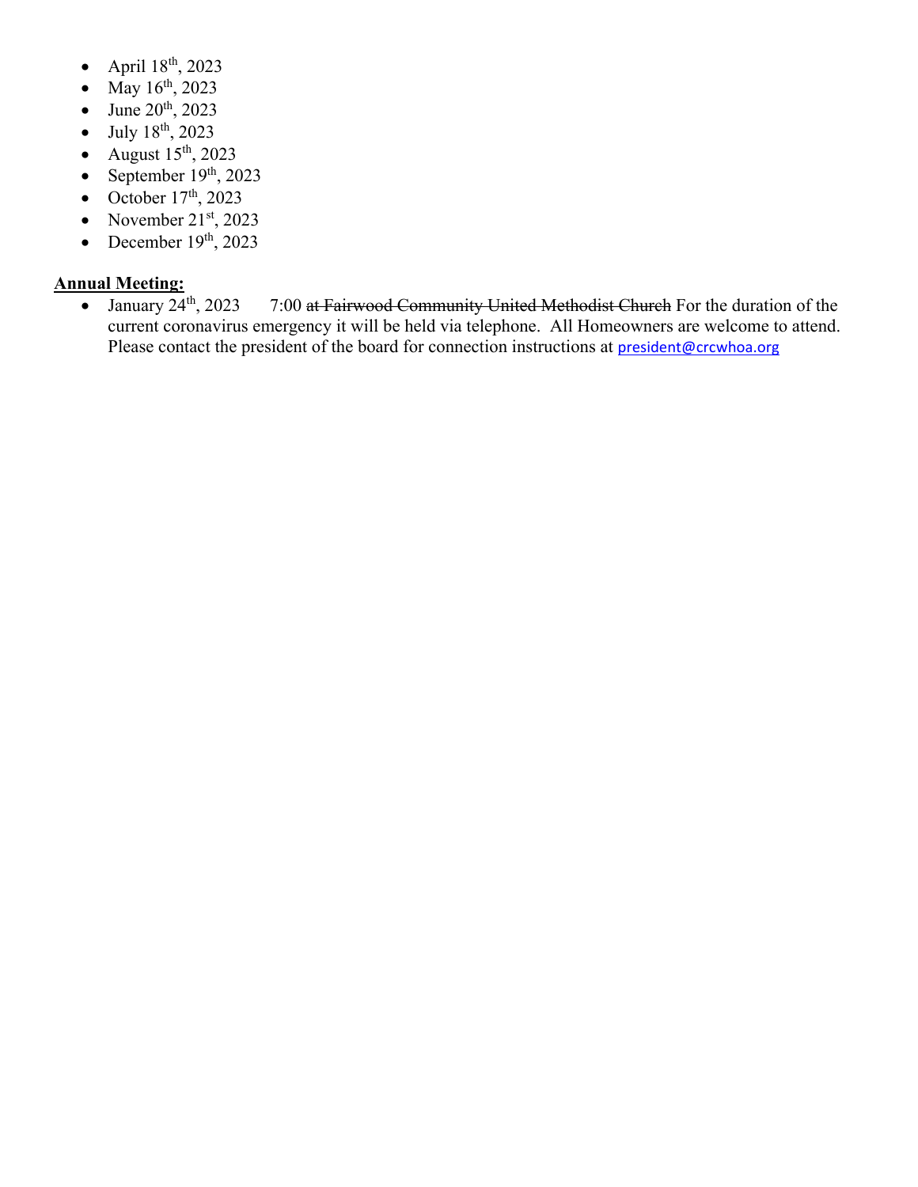- April 18th, 2023
- May 16th, 2023
- June 20th, 2023
- July 18th, 2023
- August 15th, 2023
- September 19th, 2023
- October 17th, 2023
- November 21st, 2023
- December 19th, 2023

**Annual Meeting:**

- January 24th, 2023 7:00 ~~at Fairwood Community United Methodist Church~~ For the duration of the current coronavirus emergency it will be held via telephone. All Homeowners are welcome to attend. Please contact the president of the board for connection instructions at president@crcwhoa.org